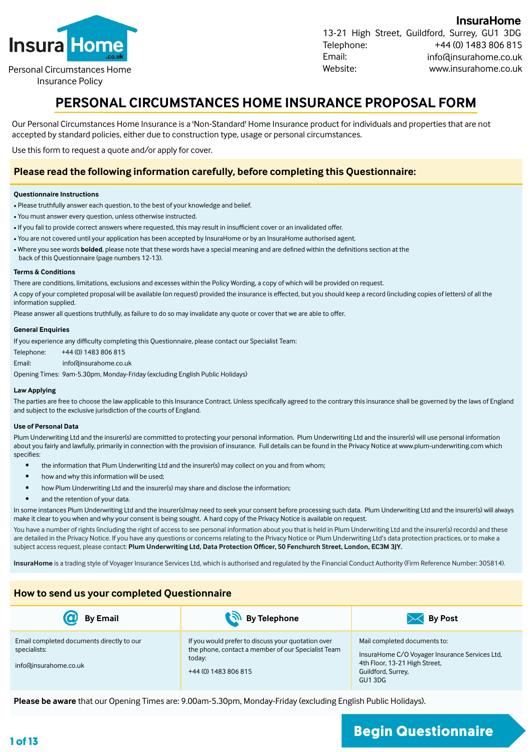InsuraHome.co.uk

Personal Circumstances Home Insurance Policy

**InsuraHome**

13-21 High Street, Guildford, Surrey, GU1 3DG
Telephone: +44 (0) 1483 806 815
Email: info@insurahome.co.uk
Website: www.insurahome.co.uk

# PERSONAL CIRCUMSTANCES HOME INSURANCE PROPOSAL FORM

Our Personal Circumstances Home Insurance is a 'Non-Standard' Home Insurance product for individuals and properties that are not accepted by standard policies, either due to construction type, usage or personal circumstances.

Use this form to request a quote and/or apply for cover.

## Please read the following information carefully, before completing this Questionnaire:

### Questionnaire Instructions

- Please truthfully answer each question, to the best of your knowledge and belief.
- You must answer every question, unless otherwise instructed.
- If you fail to provide correct answers where requested, this may result in insufficient cover or an invalidated offer.
- You are not covered until your application has been accepted by InsuraHome or by an InsuraHome authorised agent.
- Where you see words **bolded**, please note that these words have a special meaning and are defined within the definitions section at the back of this Questionnaire (page numbers 12-13).

### Terms & Conditions

There are conditions, limitations, exclusions and excesses within the Policy Wording, a copy of which will be provided on request.

A copy of your completed proposal will be available (on request) provided the insurance is effected, but you should keep a record (including copies of letters) of all the information supplied.

Please answer all questions truthfully, as failure to do so may invalidate any quote or cover that we are able to offer.

### General Enquiries

If you experience any difficulty completing this Questionnaire, please contact our Specialist Team:

Telephone: +44 (0) 1483 806 815
Email: info@insurahome.co.uk
Opening Times: 9am-5.30pm, Monday-Friday (excluding English Public Holidays)

### Law Applying

The parties are free to choose the law applicable to this Insurance Contract. Unless specifically agreed to the contrary this insurance shall be governed by the laws of England and subject to the exclusive jurisdiction of the courts of England.

### Use of Personal Data

Plum Underwriting Ltd and the insurer(s) are committed to protecting your personal information. Plum Underwriting Ltd and the insurer(s) will use personal information about you fairly and lawfully, primarily in connection with the provision of insurance. Full details can be found in the Privacy Notice at www.plum-underwriting.com which specifies:

- the information that Plum Underwriting Ltd and the insurer(s) may collect on you and from whom;
- how and why this information will be used;
- how Plum Underwriting Ltd and the insurer(s) may share and disclose the information;
- and the retention of your data.

In some instances Plum Underwriting Ltd and the insurer(s)may need to seek your consent before processing such data. Plum Underwriting Ltd and the insurer(s) will always make it clear to you when and why your consent is being sought. A hard copy of the Privacy Notice is available on request.

You have a number of rights (including the right of access to see personal information about you that is held in Plum Underwriting Ltd and the insurer(s) records) and these are detailed in the Privacy Notice. If you have any questions or concerns relating to the Privacy Notice or Plum Underwriting Ltd's data protection practices, or to make a subject access request, please contact: **Plum Underwriting Ltd, Data Protection Officer, 50 Fenchurch Street, London, EC3M 3JY.**

**InsuraHome** is a trading style of Voyager Insurance Services Ltd, which is authorised and regulated by the Financial Conduct Authority (Firm Reference Number: 305814).

## How to send us your completed Questionnaire

| By Email | By Telephone | By Post |
|---|---|---|
| Email completed documents directly to our specialists:<br><br>info@insurahome.co.uk | If you would prefer to discuss your quotation over the phone, contact a member of our Specialist Team today:<br><br>+44 (0) 1483 806 815 | Mail completed documents to:<br><br>InsuraHome C/O Voyager Insurance Services Ltd,<br>4th Floor, 13-21 High Street,<br>Guildford, Surrey,<br>GU1 3DG |

**Please be aware** that our Opening Times are: 9.00am-5.30pm, Monday-Friday (excluding English Public Holidays).

**Begin Questionnaire**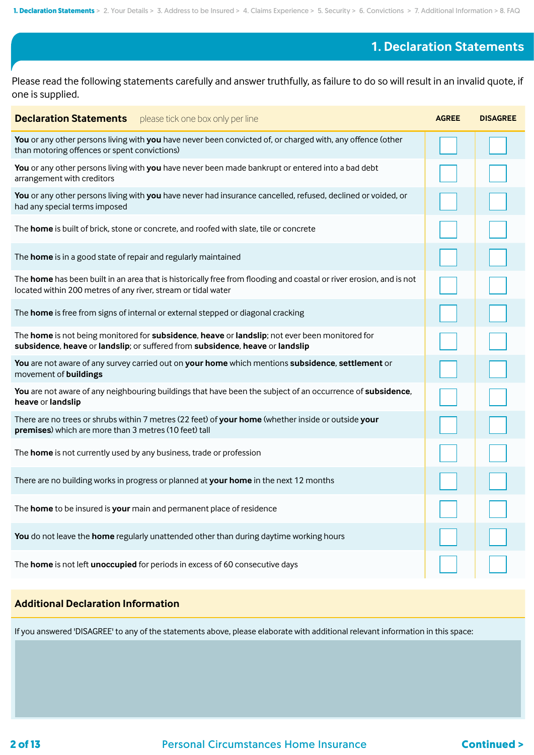1. Declaration Statements > 2. Your Details > 3. Address to be Insured > 4. Claims Experience > 5. Security > 6. Convictions > 7. Additional Information > 8. FAQ

# 1. Declaration Statements

Please read the following statements carefully and answer truthfully, as failure to do so will result in an invalid quote, if one is supplied.

| **Declaration Statements** please tick one box only per line | AGREE | DISAGREE |
|---|---|---|
| **You** or any other persons living with **you** have never been convicted of, or charged with, any offence (other than motoring offences or spent convictions) | ☐ | ☐ |
| **You** or any other persons living with **you** have never been made bankrupt or entered into a bad debt arrangement with creditors | ☐ | ☐ |
| **You** or any other persons living with **you** have never had insurance cancelled, refused, declined or voided, or had any special terms imposed | ☐ | ☐ |
| The **home** is built of brick, stone or concrete, and roofed with slate, tile or concrete | ☐ | ☐ |
| The **home** is in a good state of repair and regularly maintained | ☐ | ☐ |
| The **home** has been built in an area that is historically free from flooding and coastal or river erosion, and is not located within 200 metres of any river, stream or tidal water | ☐ | ☐ |
| The **home** is free from signs of internal or external stepped or diagonal cracking | ☐ | ☐ |
| The **home** is not being monitored for **subsidence**, **heave** or **landslip**; not ever been monitored for **subsidence**, **heave** or **landslip**; or suffered from **subsidence**, **heave** or **landslip** | ☐ | ☐ |
| **You** are not aware of any survey carried out on **your home** which mentions **subsidence**, **settlement** or movement of **buildings** | ☐ | ☐ |
| **You** are not aware of any neighbouring buildings that have been the subject of an occurrence of **subsidence**, **heave** or **landslip** | ☐ | ☐ |
| There are no trees or shrubs within 7 metres (22 feet) of **your home** (whether inside or outside **your premises**) which are more than 3 metres (10 feet) tall | ☐ | ☐ |
| The **home** is not currently used by any business, trade or profession | ☐ | ☐ |
| There are no building works in progress or planned at **your home** in the next 12 months | ☐ | ☐ |
| The **home** to be insured is **your** main and permanent place of residence | ☐ | ☐ |
| **You** do not leave the **home** regularly unattended other than during daytime working hours | ☐ | ☐ |
| The **home** is not left **unoccupied** for periods in excess of 60 consecutive days | ☐ | ☐ |

## Additional Declaration Information

If you answered 'DISAGREE' to any of the statements above, please elaborate with additional relevant information in this space:

Continued >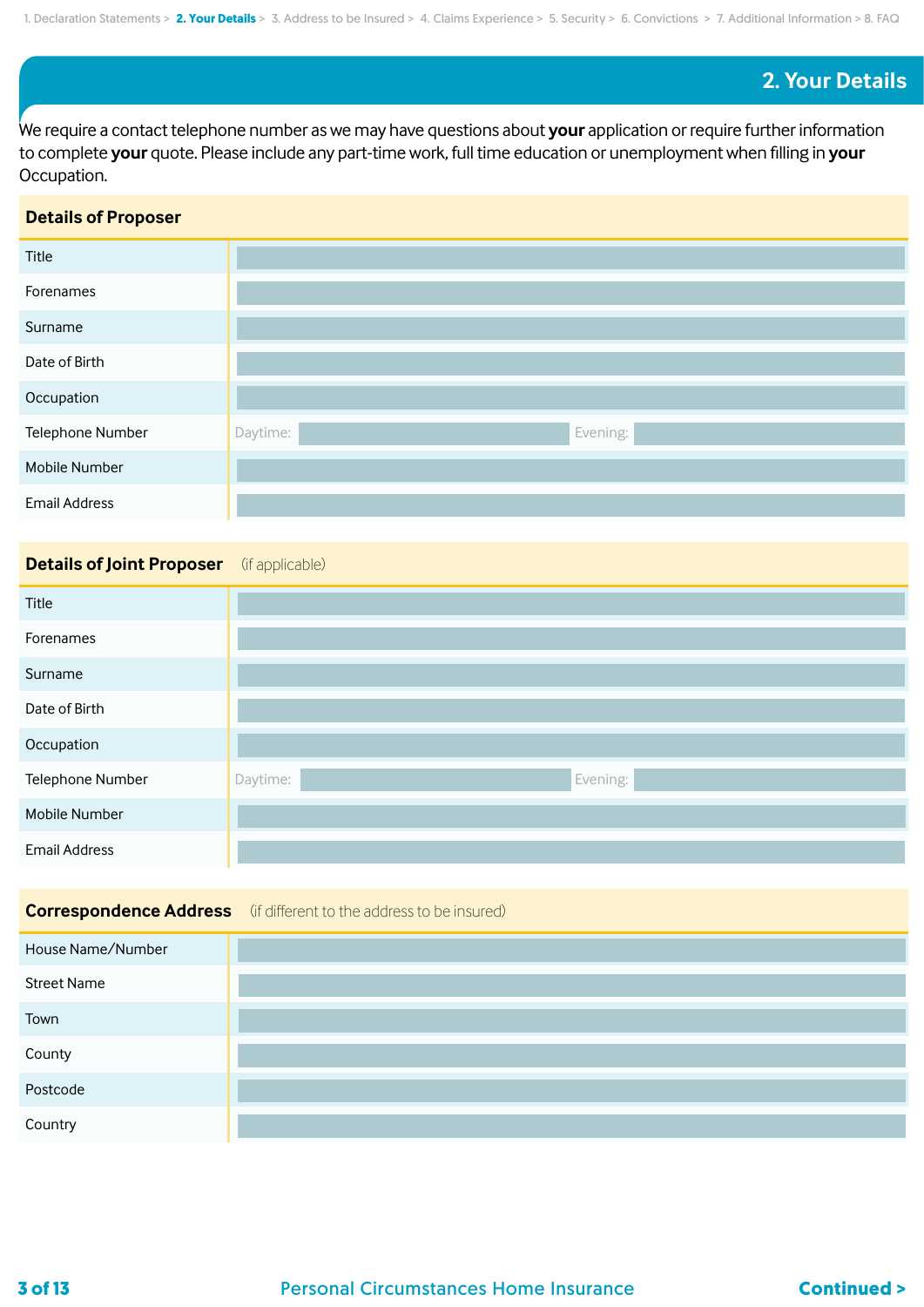1. Declaration Statements > **2. Your Details** > 3. Address to be Insured > 4. Claims Experience > 5. Security > 6. Convictions > 7. Additional Information > 8. FAQ

## 2. Your Details

We require a contact telephone number as we may have questions about **your** application or require further information to complete **your** quote. Please include any part-time work, full time education or unemployment when filling in **your** Occupation.

### Details of Proposer

| | | | | |
|---|---|---|---|---|
| Title | | | | |
| Forenames | | | | |
| Surname | | | | |
| Date of Birth | | | | |
| Occupation | | | | |
| Telephone Number | Daytime: | | Evening: | |
| Mobile Number | | | | |
| Email Address | | | | |

### Details of Joint Proposer (if applicable)

| | | | | |
|---|---|---|---|---|
| Title | | | | |
| Forenames | | | | |
| Surname | | | | |
| Date of Birth | | | | |
| Occupation | | | | |
| Telephone Number | Daytime: | | Evening: | |
| Mobile Number | | | | |
| Email Address | | | | |

### Correspondence Address (if different to the address to be insured)

| | |
|---|---|
| House Name/Number | |
| Street Name | |
| Town | |
| County | |
| Postcode | |
| Country | |

**Continued >**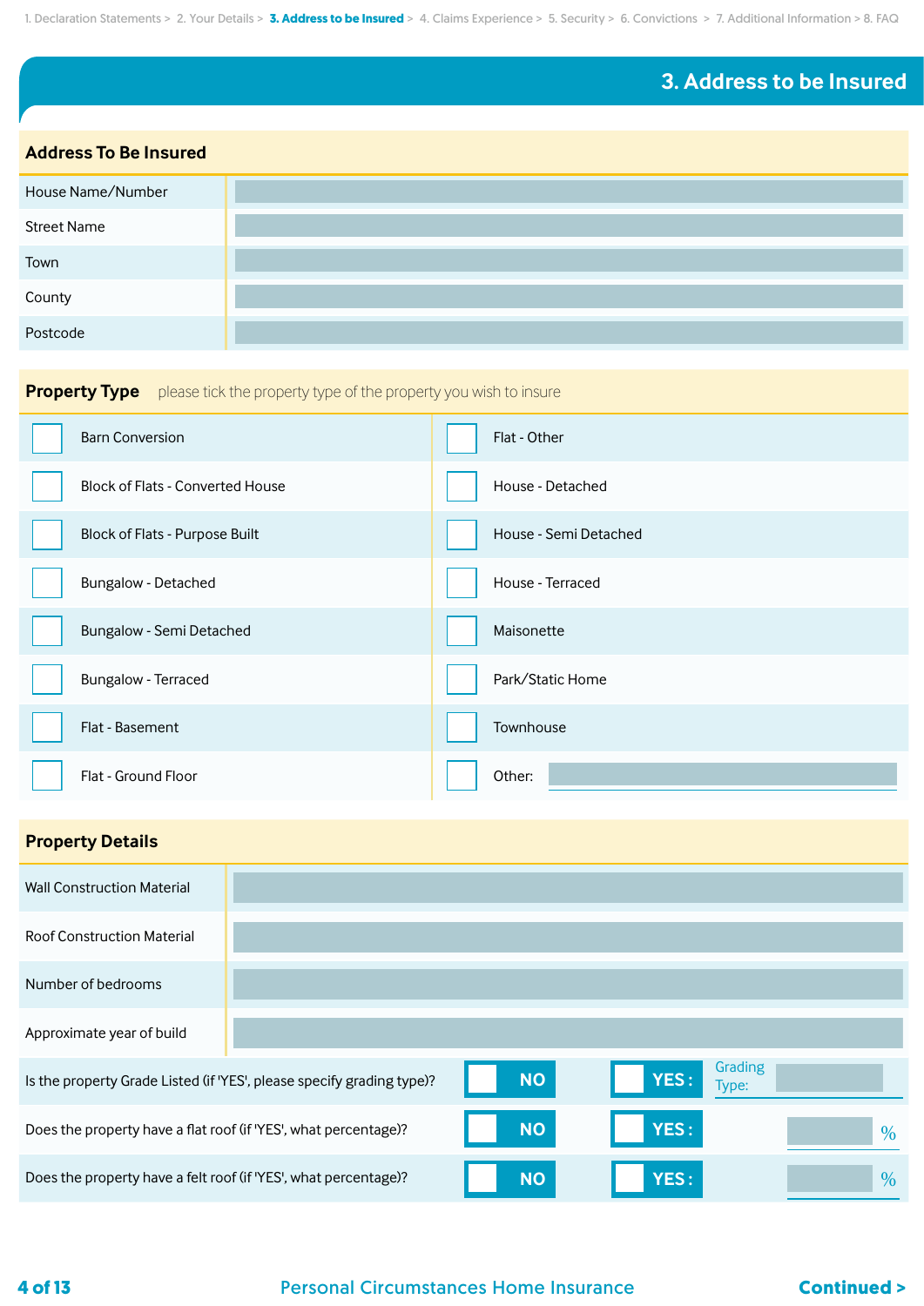## 3. Address to be Insured

### Address To Be Insured

| | |
|---|---|
| House Name/Number | |
| Street Name | |
| Town | |
| County | |
| Postcode | |

### Property Type

please tick the property type of the property you wish to insure

| | |
|---|---|
| ☐ Barn Conversion | ☐ Flat - Other |
| ☐ Block of Flats - Converted House | ☐ House - Detached |
| ☐ Block of Flats - Purpose Built | ☐ House - Semi Detached |
| ☐ Bungalow - Detached | ☐ House - Terraced |
| ☐ Bungalow - Semi Detached | ☐ Maisonette |
| ☐ Bungalow - Terraced | ☐ Park/Static Home |
| ☐ Flat - Basement | ☐ Townhouse |
| ☐ Flat - Ground Floor | ☐ Other: |

### Property Details

| | |
|---|---|
| Wall Construction Material | |
| Roof Construction Material | |
| Number of bedrooms | |
| Approximate year of build | |

| | | | |
|---|---|---|---|
| Is the property Grade Listed (if 'YES', please specify grading type)? | ☐ NO | ☐ YES : | Grading Type: |
| Does the property have a flat roof (if 'YES', what percentage)? | ☐ NO | ☐ YES : | % |
| Does the property have a felt roof (if 'YES', what percentage)? | ☐ NO | ☐ YES : | % |

Continued >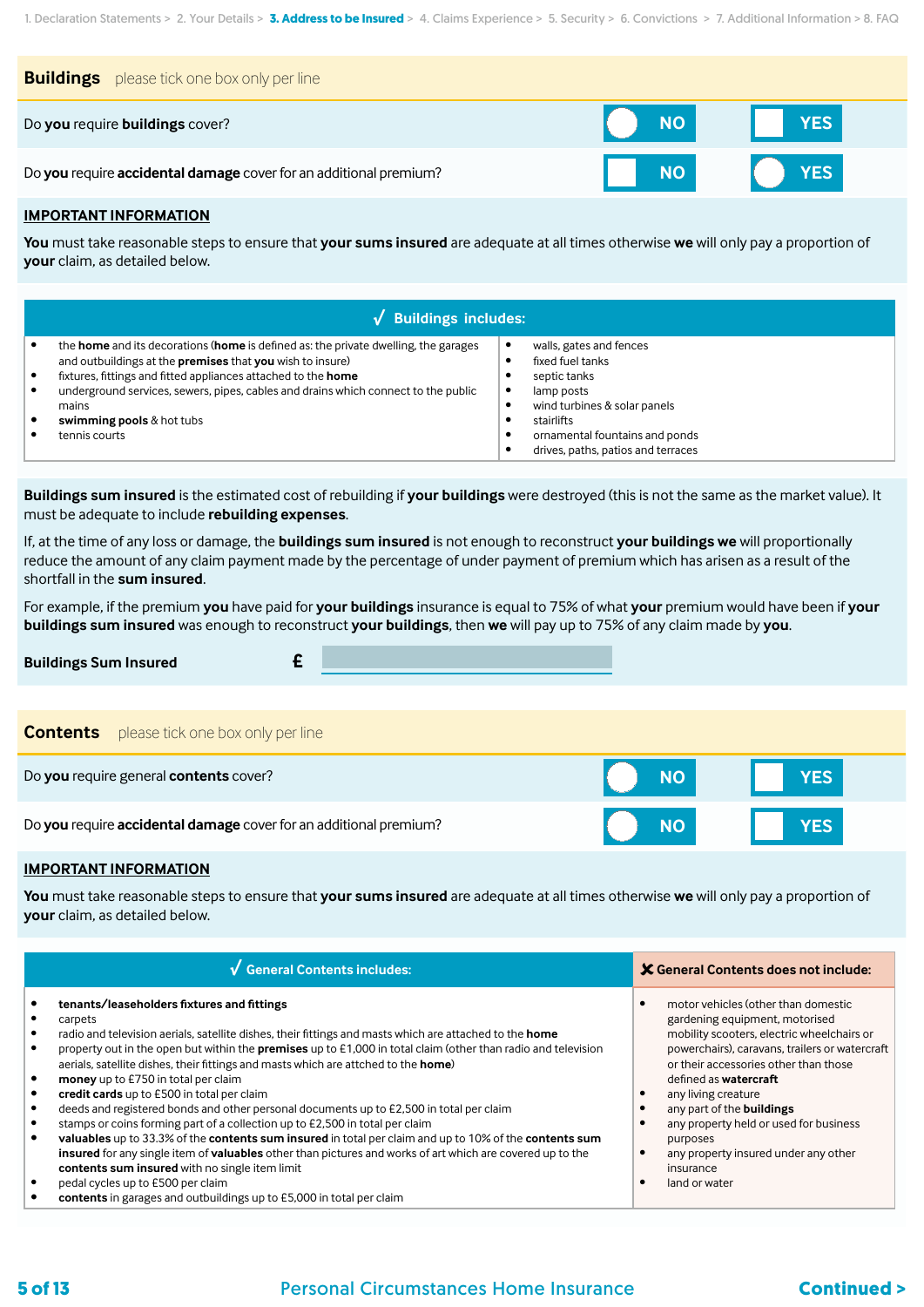1. Declaration Statements > 2. Your Details > **3. Address to be Insured** > 4. Claims Experience > 5. Security > 6. Convictions > 7. Additional Information > 8. FAQ

## Buildings

please tick one box only per line

| | | |
|---|---|---|
| Do **you** require **buildings** cover? | NO | YES |
| Do **you** require **accidental damage** cover for an additional premium? | NO | YES |

**IMPORTANT INFORMATION**

**You** must take reasonable steps to ensure that **your sums insured** are adequate at all times otherwise **we** will only pay a proportion of **your** claim, as detailed below.

### √ Buildings includes:

- the **home** and its decorations (**home** is defined as: the private dwelling, the garages and outbuildings at the **premises** that **you** wish to insure)
- fixtures, fittings and fitted appliances attached to the **home**
- underground services, sewers, pipes, cables and drains which connect to the public mains
- **swimming pools** & hot tubs
- tennis courts
- walls, gates and fences
- fixed fuel tanks
- septic tanks
- lamp posts
- wind turbines & solar panels
- stairlifts
- ornamental fountains and ponds
- drives, paths, patios and terraces

**Buildings sum insured** is the estimated cost of rebuilding if **your buildings** were destroyed (this is not the same as the market value). It must be adequate to include **rebuilding expenses**.

If, at the time of any loss or damage, the **buildings sum insured** is not enough to reconstruct **your buildings we** will proportionally reduce the amount of any claim payment made by the percentage of under payment of premium which has arisen as a result of the shortfall in the **sum insured**.

For example, if the premium **you** have paid for **your buildings** insurance is equal to 75% of what **your** premium would have been if **your buildings sum insured** was enough to reconstruct **your buildings**, then **we** will pay up to 75% of any claim made by **you**.

**Buildings Sum Insured** £ ____________

## Contents

please tick one box only per line

| | | |
|---|---|---|
| Do **you** require general **contents** cover? | NO | YES |
| Do **you** require **accidental damage** cover for an additional premium? | NO | YES |

**IMPORTANT INFORMATION**

**You** must take reasonable steps to ensure that **your sums insured** are adequate at all times otherwise **we** will only pay a proportion of **your** claim, as detailed below.

### √ General Contents includes:

- **tenants/leaseholders fixtures and fittings**
- carpets
- radio and television aerials, satellite dishes, their fittings and masts which are attached to the **home**
- property out in the open but within the **premises** up to £1,000 in total claim (other than radio and television aerials, satellite dishes, their fittings and masts which are attched to the **home**)
- **money** up to £750 in total per claim
- **credit cards** up to £500 in total per claim
- deeds and registered bonds and other personal documents up to £2,500 in total per claim
- stamps or coins forming part of a collection up to £2,500 in total per claim
- **valuables** up to 33.3% of the **contents sum insured** in total per claim and up to 10% of the **contents sum insured** for any single item of **valuables** other than pictures and works of art which are covered up to the **contents sum insured** with no single item limit
- pedal cycles up to £500 per claim
- **contents** in garages and outbuildings up to £5,000 in total per claim

### ✘ General Contents does not include:

- motor vehicles (other than domestic gardening equipment, motorised mobility scooters, electric wheelchairs or powerchairs), caravans, trailers or watercraft or their accessories other than those defined as **watercraft**
- any living creature
- any part of the **buildings**
- any property held or used for business purposes
- any property insured under any other insurance
- land or water

**Continued >**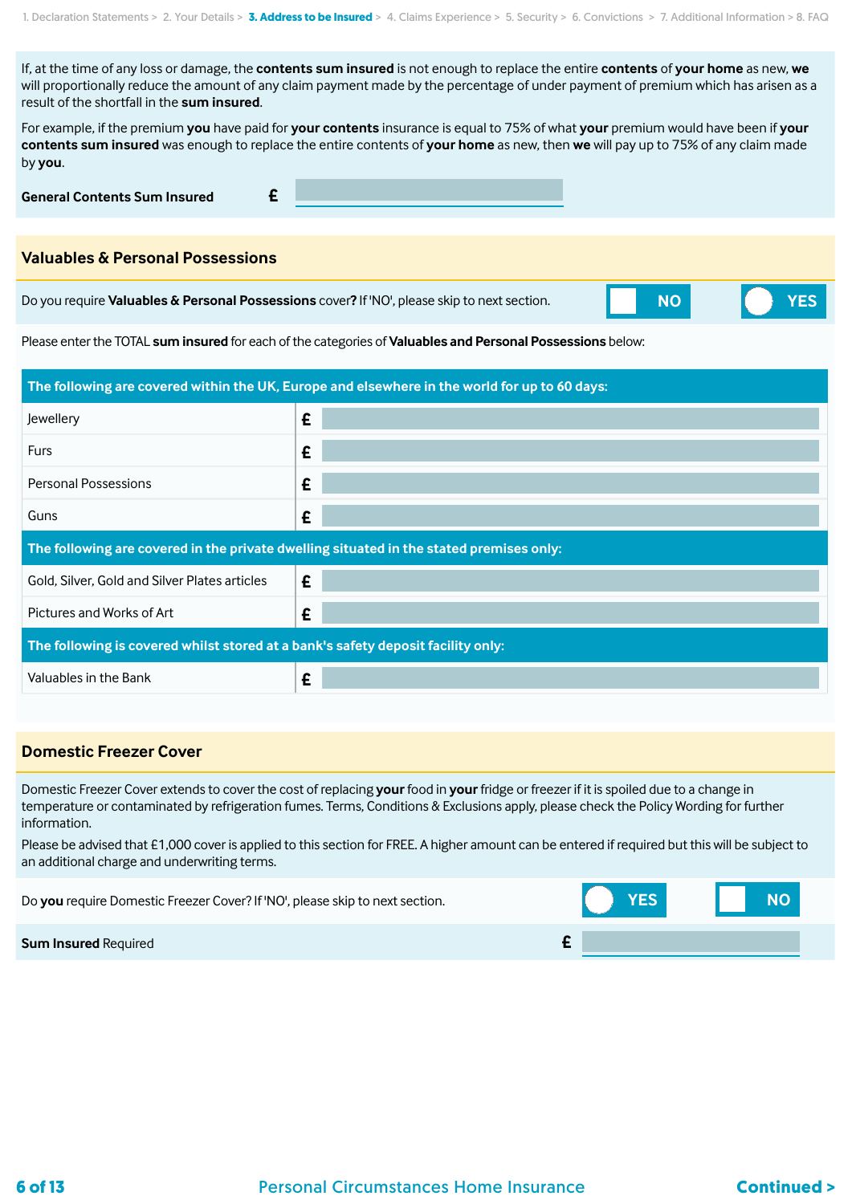1. Declaration Statements > 2. Your Details > **3. Address to be Insured** > 4. Claims Experience > 5. Security > 6. Convictions > 7. Additional Information > 8. FAQ

If, at the time of any loss or damage, the **contents sum insured** is not enough to replace the entire **contents** of **your home** as new, **we** will proportionally reduce the amount of any claim payment made by the percentage of under payment of premium which has arisen as a result of the shortfall in the **sum insured**.

For example, if the premium **you** have paid for **your contents** insurance is equal to 75% of what **your** premium would have been if **your contents sum insured** was enough to replace the entire contents of **your home** as new, then **we** will pay up to 75% of any claim made by **you**.

**General Contents Sum Insured** £

## Valuables & Personal Possessions

Do you require **Valuables & Personal Possessions** cover? If 'NO', please skip to next section. NO YES

Please enter the TOTAL **sum insured** for each of the categories of **Valuables and Personal Possessions** below:

| **The following are covered within the UK, Europe and elsewhere in the world for up to 60 days:** | |
|---|---|
| Jewellery | £ |
| Furs | £ |
| Personal Possessions | £ |
| Guns | £ |
| **The following are covered in the private dwelling situated in the stated premises only:** | |
| Gold, Silver, Gold and Silver Plates articles | £ |
| Pictures and Works of Art | £ |
| **The following is covered whilst stored at a bank's safety deposit facility only:** | |
| Valuables in the Bank | £ |

## Domestic Freezer Cover

Domestic Freezer Cover extends to cover the cost of replacing **your** food in **your** fridge or freezer if it is spoiled due to a change in temperature or contaminated by refrigeration fumes. Terms, Conditions & Exclusions apply, please check the Policy Wording for further information.

Please be advised that £1,000 cover is applied to this section for FREE. A higher amount can be entered if required but this will be subject to an additional charge and underwriting terms.

Do **you** require Domestic Freezer Cover? If 'NO', please skip to next section. YES NO

**Sum Insured** Required £

Personal Circumstances Home Insurance

**Continued >**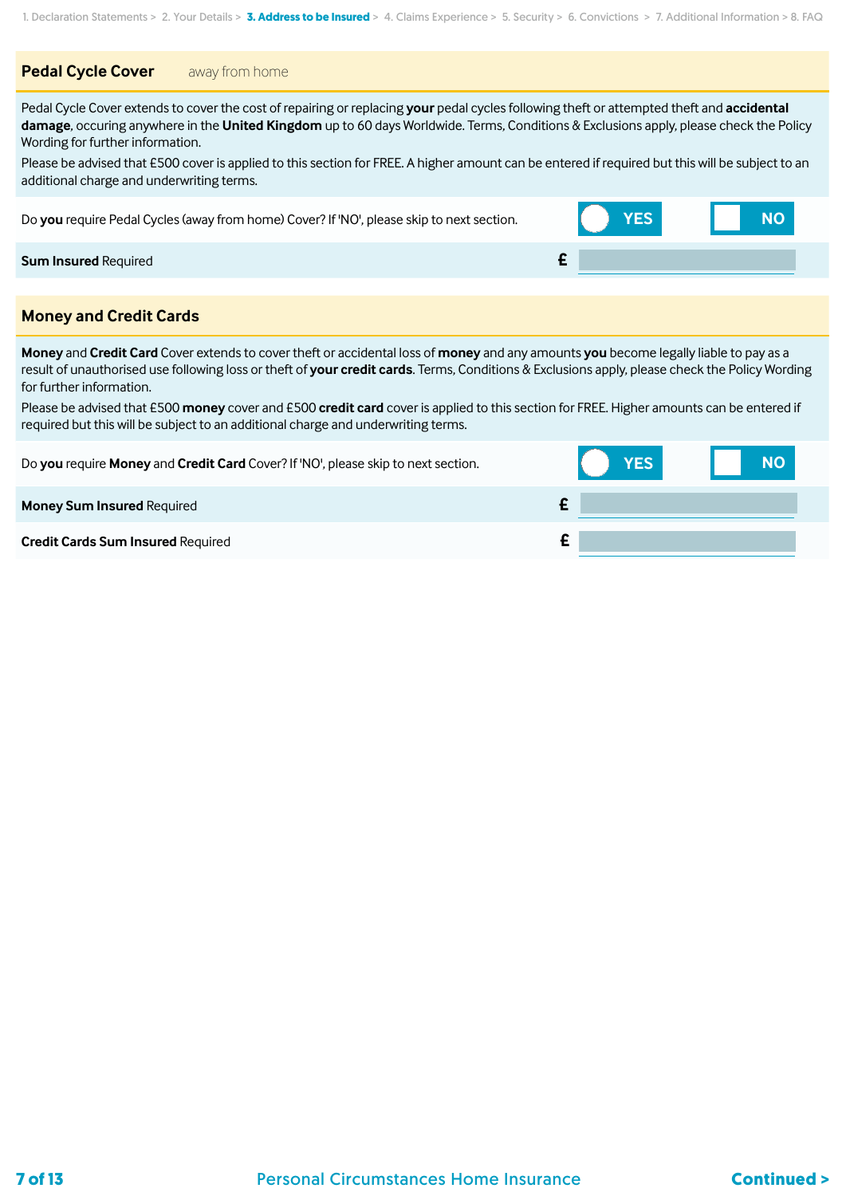1. Declaration Statements > 2. Your Details > **3. Address to be Insured** > 4. Claims Experience > 5. Security > 6. Convictions > 7. Additional Information > 8. FAQ

## Pedal Cycle Cover away from home

Pedal Cycle Cover extends to cover the cost of repairing or replacing **your** pedal cycles following theft or attempted theft and **accidental damage**, occuring anywhere in the **United Kingdom** up to 60 days Worldwide. Terms, Conditions & Exclusions apply, please check the Policy Wording for further information.

Please be advised that £500 cover is applied to this section for FREE. A higher amount can be entered if required but this will be subject to an additional charge and underwriting terms.

Do **you** require Pedal Cycles (away from home) Cover? If 'NO', please skip to next section. YES NO

**Sum Insured** Required £

## Money and Credit Cards

**Money** and **Credit Card** Cover extends to cover theft or accidental loss of **money** and any amounts **you** become legally liable to pay as a result of unauthorised use following loss or theft of **your credit cards**. Terms, Conditions & Exclusions apply, please check the Policy Wording for further information.

Please be advised that £500 **money** cover and £500 **credit card** cover is applied to this section for FREE. Higher amounts can be entered if required but this will be subject to an additional charge and underwriting terms.

Do **you** require **Money** and **Credit Card** Cover? If 'NO', please skip to next section. YES NO

**Money Sum Insured** Required £

**Credit Cards Sum Insured** Required £

Personal Circumstances Home Insurance

Continued >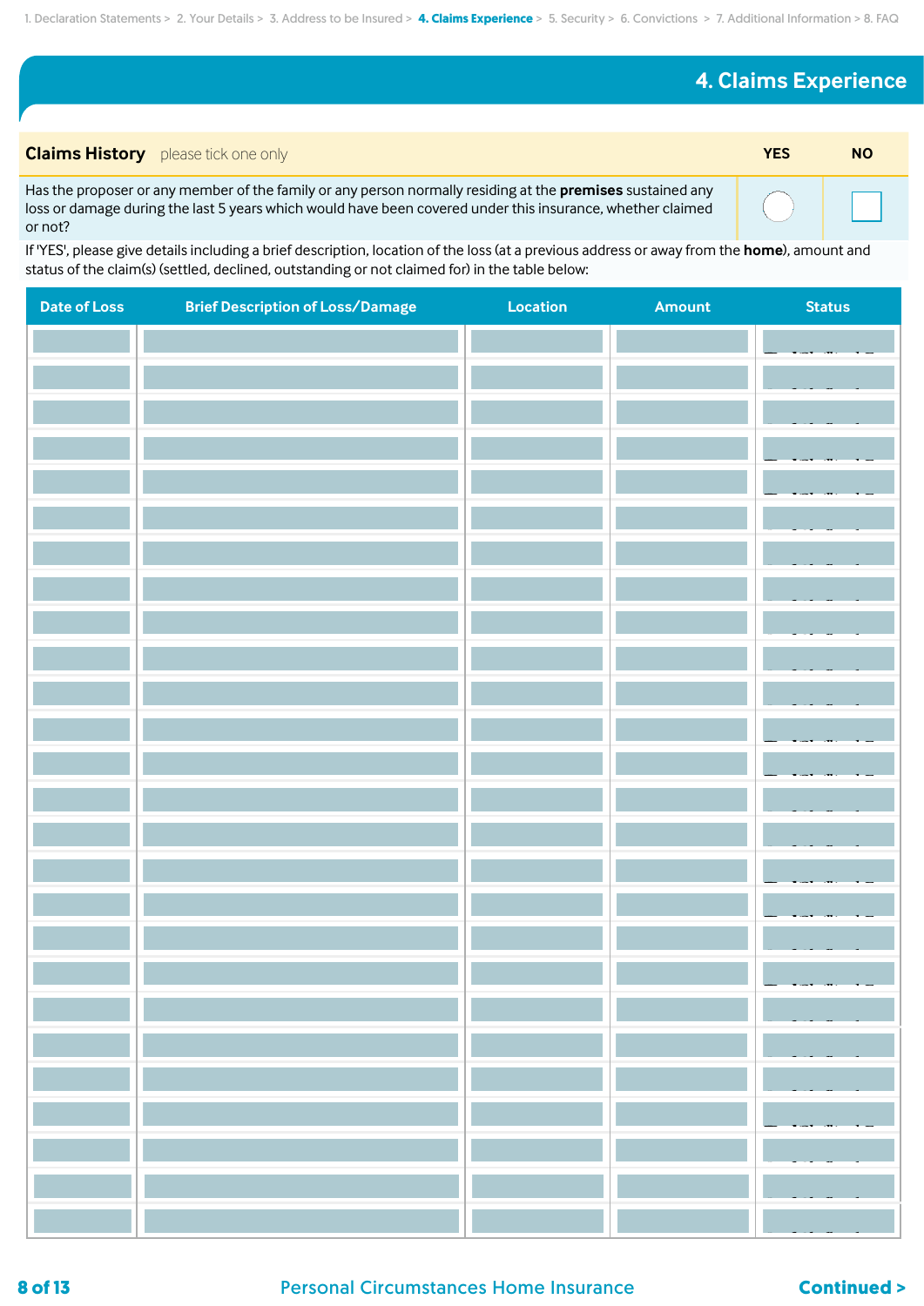1. Declaration Statements > 2. Your Details > 3. Address to be Insured > **4. Claims Experience** > 5. Security > 6. Convictions > 7. Additional Information > 8. FAQ

## 4. Claims Experience

| **Claims History** please tick one only | **YES** | **NO** |
|---|---|---|
| Has the proposer or any member of the family or any person normally residing at the **premises** sustained any loss or damage during the last 5 years which would have been covered under this insurance, whether claimed or not? | ○ | ☐ |

If 'YES', please give details including a brief description, location of the loss (at a previous address or away from the **home**), amount and status of the claim(s) (settled, declined, outstanding or not claimed for) in the table below:

| Date of Loss | Brief Description of Loss/Damage | Location | Amount | Status |
|---|---|---|---|---|
| | | | | |
| | | | | |
| | | | | |
| | | | | |
| | | | | |
| | | | | |
| | | | | |
| | | | | |
| | | | | |
| | | | | |
| | | | | |
| | | | | |
| | | | | |
| | | | | |
| | | | | |
| | | | | |
| | | | | |
| | | | | |
| | | | | |
| | | | | |
| | | | | |
| | | | | |
| | | | | |
| | | | | |
| | | | | |
| | | | | |

Personal Circumstances Home Insurance

**Continued >**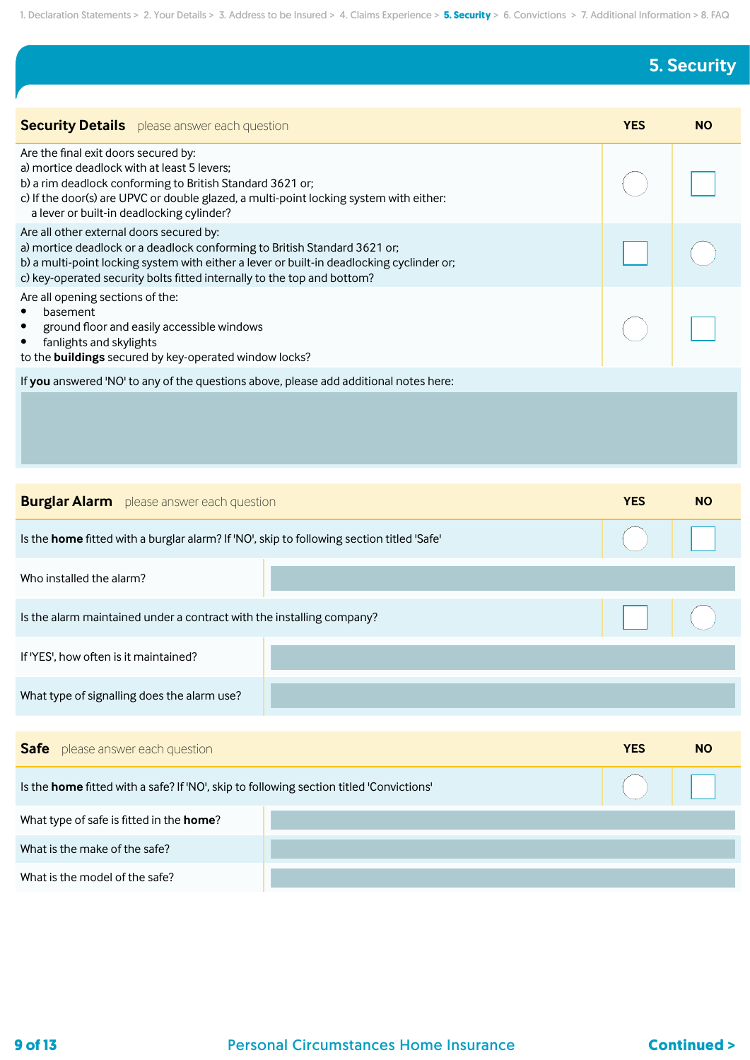1. Declaration Statements > 2. Your Details > 3. Address to be Insured > 4. Claims Experience > **5. Security** > 6. Convictions > 7. Additional Information > 8. FAQ

## 5. Security

| **Security Details** please answer each question | YES | NO |
|---|---|---|
| Are the final exit doors secured by:<br>a) mortice deadlock with at least 5 levers;<br>b) a rim deadlock conforming to British Standard 3621 or;<br>c) If the door(s) are UPVC or double glazed, a multi-point locking system with either: a lever or built-in deadlocking cylinder? | ◯ | ☐ |
| Are all other external doors secured by:<br>a) mortice deadlock or a deadlock conforming to British Standard 3621 or;<br>b) a multi-point locking system with either a lever or built-in deadlocking cyclinder or;<br>c) key-operated security bolts fitted internally to the top and bottom? | ☐ | ◯ |
| Are all opening sections of the:<br>• basement<br>• ground floor and easily accessible windows<br>• fanlights and skylights<br>to the **buildings** secured by key-operated window locks? | ◯ | ☐ |

If **you** answered 'NO' to any of the questions above, please add additional notes here:

| **Burglar Alarm** please answer each question | YES | NO |
|---|---|---|
| Is the **home** fitted with a burglar alarm? If 'NO', skip to following section titled 'Safe' | ◯ | ☐ |
| Who installed the alarm? | | |
| Is the alarm maintained under a contract with the installing company? | ☐ | ◯ |
| If 'YES', how often is it maintained? | | |
| What type of signalling does the alarm use? | | |

| **Safe** please answer each question | YES | NO |
|---|---|---|
| Is the **home** fitted with a safe? If 'NO', skip to following section titled 'Convictions' | ◯ | ☐ |
| What type of safe is fitted in the **home**? | | |
| What is the make of the safe? | | |
| What is the model of the safe? | | |

Personal Circumstances Home Insurance

**Continued >**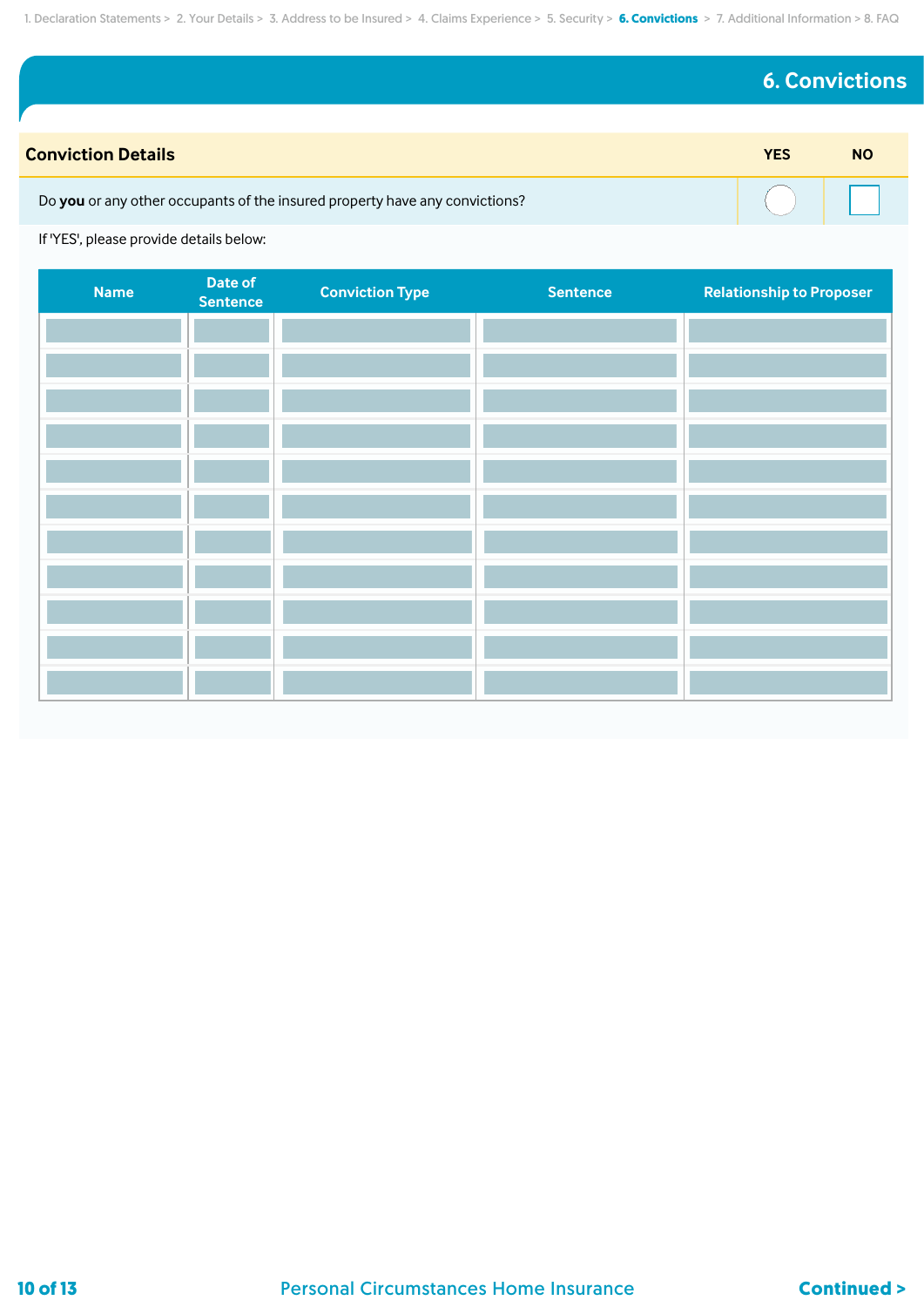1. Declaration Statements > 2. Your Details > 3. Address to be Insured > 4. Claims Experience > 5. Security > **6. Convictions** > 7. Additional Information > 8. FAQ

# 6. Convictions

| Conviction Details | YES | NO |
|---|---|---|
| Do **you** or any other occupants of the insured property have any convictions? | ◯ | ☐ |

If 'YES', please provide details below:

| Name | Date of Sentence | Conviction Type | Sentence | Relationship to Proposer |
|---|---|---|---|---|
| | | | | |
| | | | | |
| | | | | |
| | | | | |
| | | | | |
| | | | | |
| | | | | |
| | | | | |
| | | | | |
| | | | | |
| | | | | |

Continued >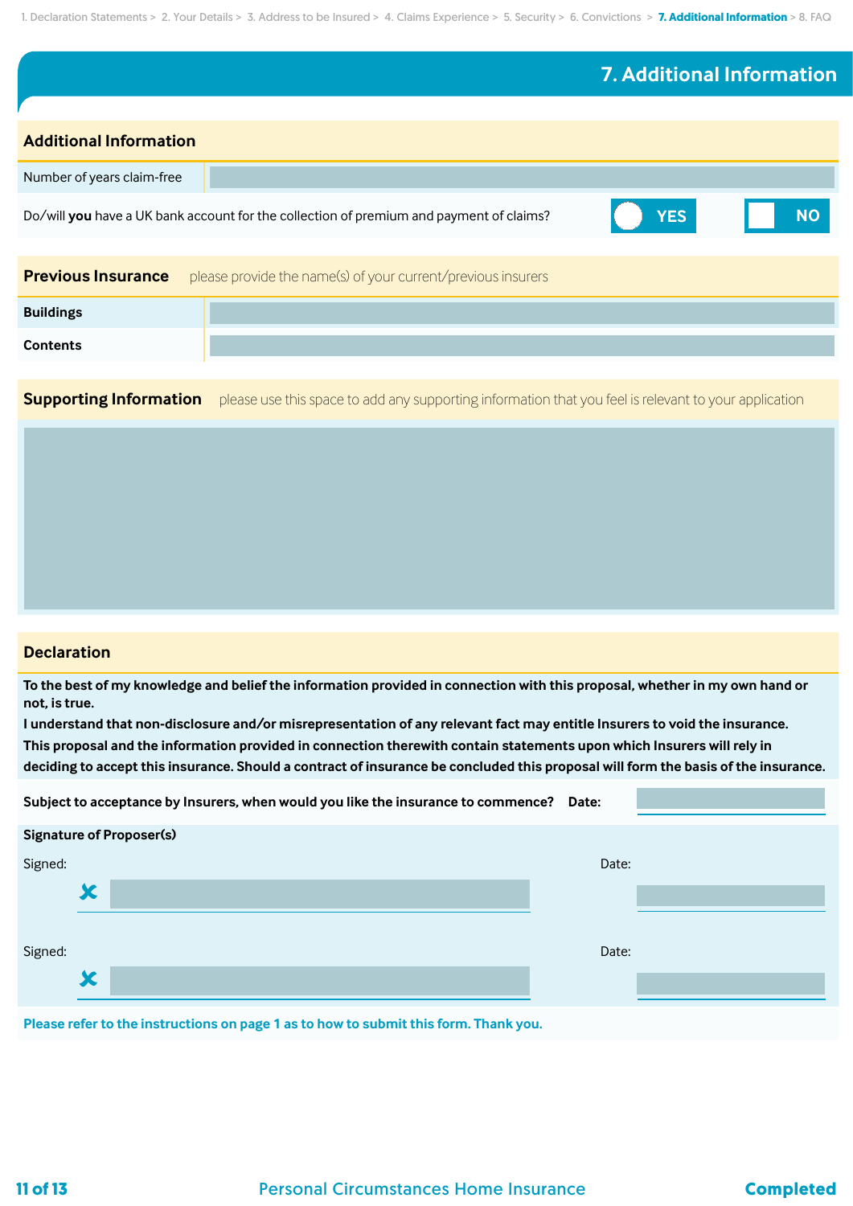1. Declaration Statements > 2. Your Details > 3. Address to be Insured > 4. Claims Experience > 5. Security > 6. Convictions > **7. Additional Information** > 8. FAQ

# 7. Additional Information

## Additional Information

| | |
|---|---|
| Number of years claim-free | |
| Do/will **you** have a UK bank account for the collection of premium and payment of claims? | YES / NO |

## Previous Insurance

please provide the name(s) of your current/previous insurers

| | |
|---|---|
| **Buildings** | |
| **Contents** | |

## Supporting Information

please use this space to add any supporting information that you feel is relevant to your application

## Declaration

**To the best of my knowledge and belief the information provided in connection with this proposal, whether in my own hand or not, is true.**

**I understand that non-disclosure and/or misrepresentation of any relevant fact may entitle Insurers to void the insurance.**

**This proposal and the information provided in connection therewith contain statements upon which Insurers will rely in deciding to accept this insurance. Should a contract of insurance be concluded this proposal will form the basis of the insurance.**

**Subject to acceptance by Insurers, when would you like the insurance to commence? Date:**

**Signature of Proposer(s)**

Signed: ✗ Date:

Signed: ✗ Date:

**Please refer to the instructions on page 1 as to how to submit this form. Thank you.**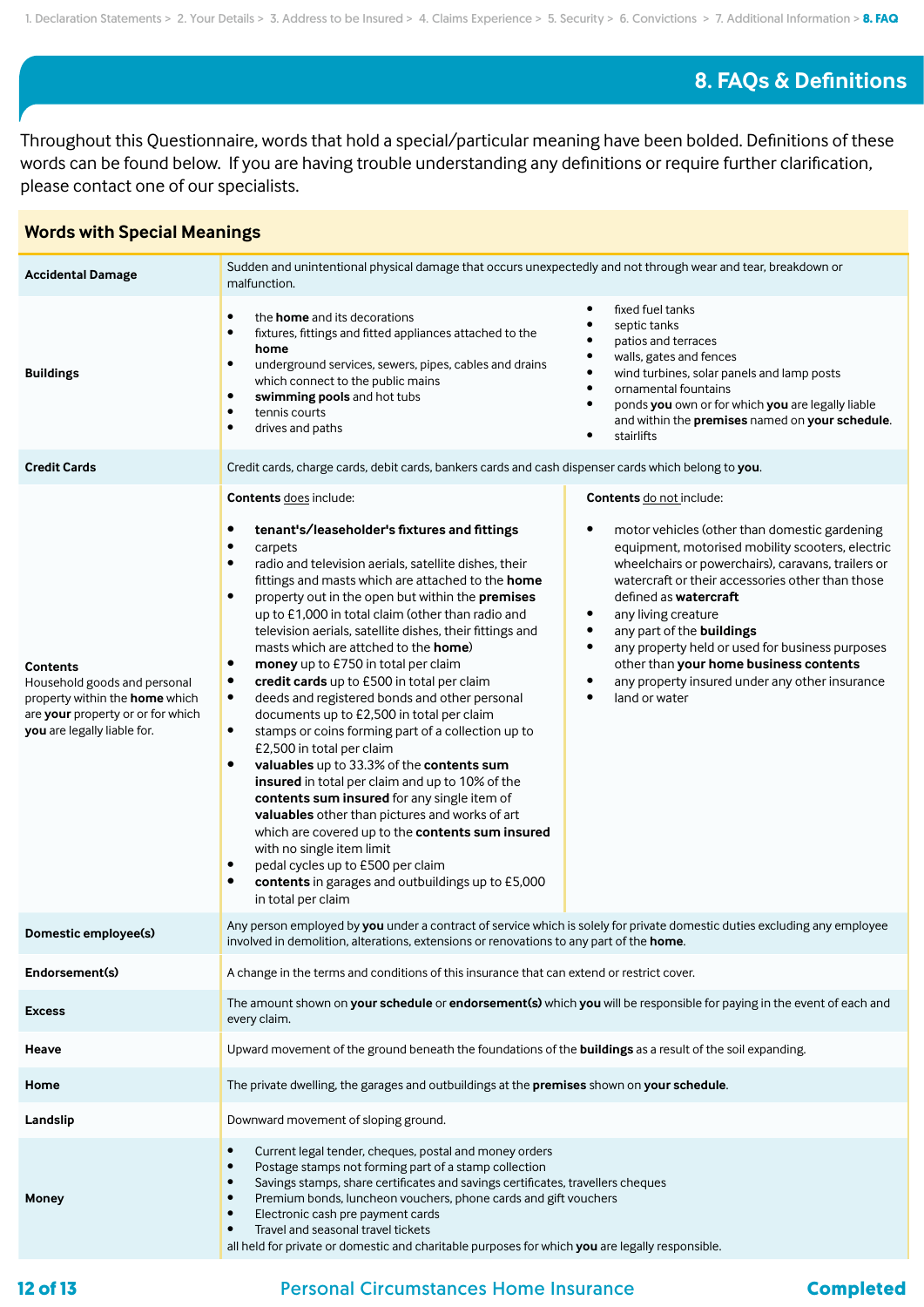# 8. FAQs & Definitions

Throughout this Questionnaire, words that hold a special/particular meaning have been bolded. Definitions of these words can be found below. If you are having trouble understanding any definitions or require further clarification, please contact one of our specialists.

## Words with Special Meanings

| | |
|---|---|
| **Accidental Damage** | Sudden and unintentional physical damage that occurs unexpectedly and not through wear and tear, breakdown or malfunction. |
| **Buildings** | • the **home** and its decorations<br>• fixtures, fittings and fitted appliances attached to the **home**<br>• underground services, sewers, pipes, cables and drains which connect to the public mains<br>• **swimming pools** and hot tubs<br>• tennis courts<br>• drives and paths<br>• fixed fuel tanks<br>• septic tanks<br>• patios and terraces<br>• walls, gates and fences<br>• wind turbines, solar panels and lamp posts<br>• ornamental fountains<br>• ponds **you** own or for which **you** are legally liable and within the **premises** named on **your schedule**.<br>• stairlifts |
| **Credit Cards** | Credit cards, charge cards, debit cards, bankers cards and cash dispenser cards which belong to **you**. |
| **Contents**<br>Household goods and personal property within the **home** which are **your** property or or for which **you** are legally liable for. | **Contents** does include:<br>• **tenant's/leaseholder's fixtures and fittings**<br>• carpets<br>• radio and television aerials, satellite dishes, their fittings and masts which are attached to the **home**<br>• property out in the open but within the **premises** up to £1,000 in total claim (other than radio and television aerials, satellite dishes, their fittings and masts which are attached to the **home**)<br>• **money** up to £750 in total per claim<br>• **credit cards** up to £500 in total per claim<br>• deeds and registered bonds and other personal documents up to £2,500 in total per claim<br>• stamps or coins forming part of a collection up to £2,500 in total per claim<br>• **valuables** up to 33.3% of the **contents sum insured** in total per claim and up to 10% of the **contents sum insured** for any single item of **valuables** other than pictures and works of art which are covered up to the **contents sum insured** with no single item limit<br>• pedal cycles up to £500 per claim<br>• **contents** in garages and outbuildings up to £5,000 in total per claim<br><br>**Contents** do not include:<br>• motor vehicles (other than domestic gardening equipment, motorised mobility scooters, electric wheelchairs or powerchairs), caravans, trailers or watercraft or their accessories other than those defined as **watercraft**<br>• any living creature<br>• any part of the **buildings**<br>• any property held or used for business purposes other than **your home business contents**<br>• any property insured under any other insurance<br>• land or water |
| **Domestic employee(s)** | Any person employed by **you** under a contract of service which is solely for private domestic duties excluding any employee involved in demolition, alterations, extensions or renovations to any part of the **home**. |
| **Endorsement(s)** | A change in the terms and conditions of this insurance that can extend or restrict cover. |
| **Excess** | The amount shown on **your schedule** or **endorsement(s)** which **you** will be responsible for paying in the event of each and every claim. |
| **Heave** | Upward movement of the ground beneath the foundations of the **buildings** as a result of the soil expanding. |
| **Home** | The private dwelling, the garages and outbuildings at the **premises** shown on **your schedule**. |
| **Landslip** | Downward movement of sloping ground. |
| **Money** | • Current legal tender, cheques, postal and money orders<br>• Postage stamps not forming part of a stamp collection<br>• Savings stamps, share certificates and savings certificates, travellers cheques<br>• Premium bonds, luncheon vouchers, phone cards and gift vouchers<br>• Electronic cash pre payment cards<br>• Travel and seasonal travel tickets<br>all held for private or domestic and charitable purposes for which **you** are legally responsible. |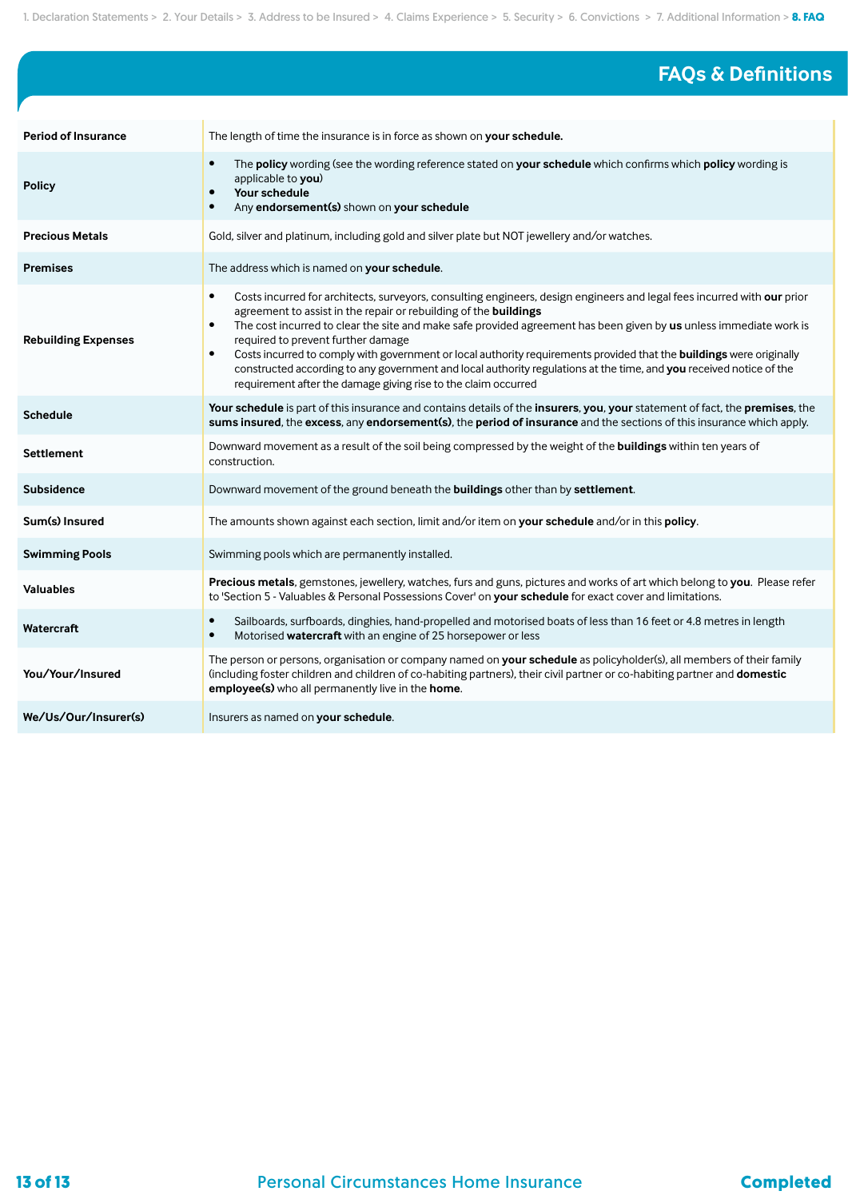1. Declaration Statements > 2. Your Details > 3. Address to be Insured > 4. Claims Experience > 5. Security > 6. Convictions > 7. Additional Information > **8. FAQ**

# FAQs & Definitions

| | |
|---|---|
| **Period of Insurance** | The length of time the insurance is in force as shown on **your schedule.** |
| **Policy** | • The **policy** wording (see the wording reference stated on **your schedule** which confirms which **policy** wording is applicable to **you**) <br> • **Your schedule** <br> • Any **endorsement(s)** shown on **your schedule** |
| **Precious Metals** | Gold, silver and platinum, including gold and silver plate but NOT jewellery and/or watches. |
| **Premises** | The address which is named on **your schedule**. |
| **Rebuilding Expenses** | • Costs incurred for architects, surveyors, consulting engineers, design engineers and legal fees incurred with **our** prior agreement to assist in the repair or rebuilding of the **buildings** <br> • The cost incurred to clear the site and make safe provided agreement has been given by **us** unless immediate work is required to prevent further damage <br> • Costs incurred to comply with government or local authority requirements provided that the **buildings** were originally constructed according to any government and local authority regulations at the time, and **you** received notice of the requirement after the damage giving rise to the claim occurred |
| **Schedule** | **Your schedule** is part of this insurance and contains details of the **insurers**, **you**, **your** statement of fact, the **premises**, the **sums insured**, the **excess**, any **endorsement(s)**, the **period of insurance** and the sections of this insurance which apply. |
| **Settlement** | Downward movement as a result of the soil being compressed by the weight of the **buildings** within ten years of construction. |
| **Subsidence** | Downward movement of the ground beneath the **buildings** other than by **settlement**. |
| **Sum(s) Insured** | The amounts shown against each section, limit and/or item on **your schedule** and/or in this **policy**. |
| **Swimming Pools** | Swimming pools which are permanently installed. |
| **Valuables** | **Precious metals**, gemstones, jewellery, watches, furs and guns, pictures and works of art which belong to **you**. Please refer to 'Section 5 - Valuables & Personal Possessions Cover' on **your schedule** for exact cover and limitations. |
| **Watercraft** | • Sailboards, surfboards, dinghies, hand-propelled and motorised boats of less than 16 feet or 4.8 metres in length <br> • Motorised **watercraft** with an engine of 25 horsepower or less |
| **You/Your/Insured** | The person or persons, organisation or company named on **your schedule** as policyholder(s), all members of their family (including foster children and children of co-habiting partners), their civil partner or co-habiting partner and **domestic employee(s)** who all permanently live in the **home**. |
| **We/Us/Our/Insurer(s)** | Insurers as named on **your schedule**. |

Personal Circumstances Home Insurance

**Completed**